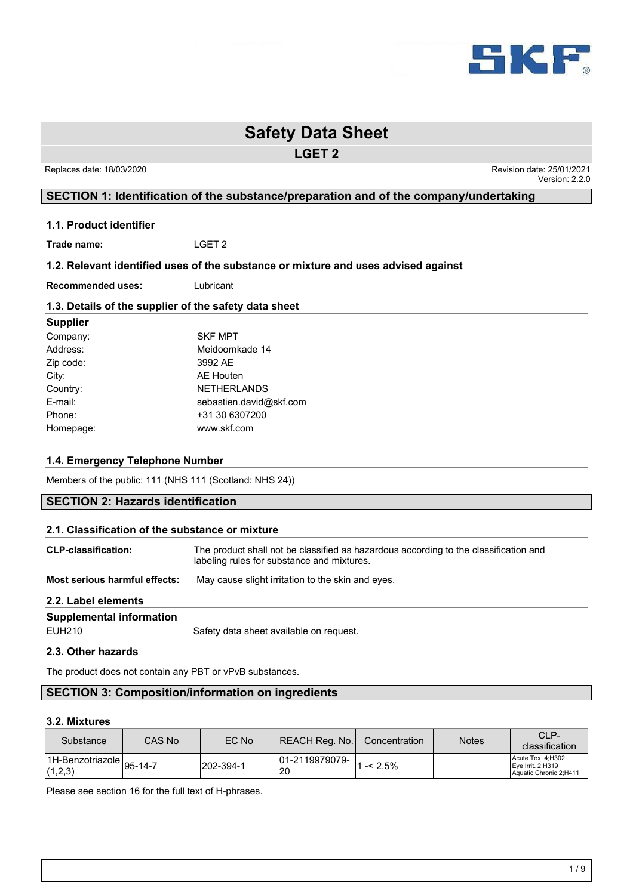# Safety Data Sheet

## LGET 2

Replaces date: 18/03/2020

Revision date: 25/01/2021
Version: 2.2.0

## SECTION 1: Identification of the substance/preparation and of the company/undertaking

### 1.1. Product identifier

**Trade name:** LGET 2

### 1.2. Relevant identified uses of the substance or mixture and uses advised against

**Recommended uses:** Lubricant

### 1.3. Details of the supplier of the safety data sheet

**Supplier**

| | |
|---|---|
| Company: | SKF MPT |
| Address: | Meidoornkade 14 |
| Zip code: | 3992 AE |
| City: | AE Houten |
| Country: | NETHERLANDS |
| E-mail: | sebastien.david@skf.com |
| Phone: | +31 30 6307200 |
| Homepage: | www.skf.com |

### 1.4. Emergency Telephone Number

Members of the public: 111 (NHS 111 (Scotland: NHS 24))

## SECTION 2: Hazards identification

### 2.1. Classification of the substance or mixture

**CLP-classification:** The product shall not be classified as hazardous according to the classification and labeling rules for substance and mixtures.

**Most serious harmful effects:** May cause slight irritation to the skin and eyes.

### 2.2. Label elements

**Supplemental information**

EUH210 Safety data sheet available on request.

### 2.3. Other hazards

The product does not contain any PBT or vPvB substances.

## SECTION 3: Composition/information on ingredients

### 3.2. Mixtures

| Substance | CAS No | EC No | REACH Reg. No. | Concentration | Notes | CLP-classification |
|---|---|---|---|---|---|---|
| 1H-Benzotriazole (1,2,3) | 95-14-7 | 202-394-1 | 01-2119979079-20 | 1 -< 2.5% | | Acute Tox. 4;H302<br>Eye Irrit. 2;H319<br>Aquatic Chronic 2;H411 |

Please see section 16 for the full text of H-phrases.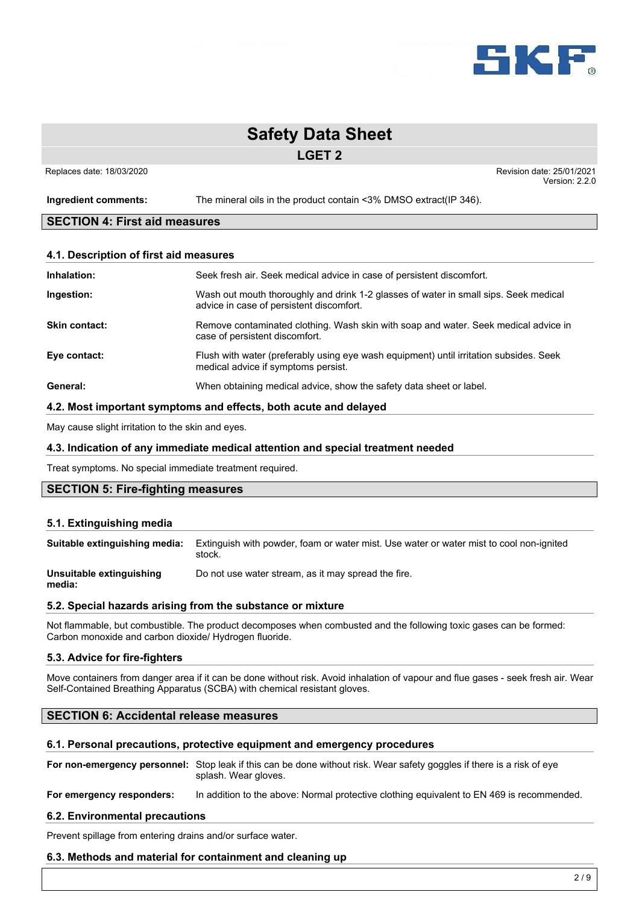**Ingredient comments:** The mineral oils in the product contain <3% DMSO extract(IP 346).

## SECTION 4: First aid measures

### 4.1. Description of first aid measures

**Inhalation:** Seek fresh air. Seek medical advice in case of persistent discomfort.

**Ingestion:** Wash out mouth thoroughly and drink 1-2 glasses of water in small sips. Seek medical advice in case of persistent discomfort.

**Skin contact:** Remove contaminated clothing. Wash skin with soap and water. Seek medical advice in case of persistent discomfort.

**Eye contact:** Flush with water (preferably using eye wash equipment) until irritation subsides. Seek medical advice if symptoms persist.

**General:** When obtaining medical advice, show the safety data sheet or label.

### 4.2. Most important symptoms and effects, both acute and delayed

May cause slight irritation to the skin and eyes.

### 4.3. Indication of any immediate medical attention and special treatment needed

Treat symptoms. No special immediate treatment required.

## SECTION 5: Fire-fighting measures

### 5.1. Extinguishing media

**Suitable extinguishing media:** Extinguish with powder, foam or water mist. Use water or water mist to cool non-ignited stock.

**Unsuitable extinguishing media:** Do not use water stream, as it may spread the fire.

### 5.2. Special hazards arising from the substance or mixture

Not flammable, but combustible. The product decomposes when combusted and the following toxic gases can be formed: Carbon monoxide and carbon dioxide/ Hydrogen fluoride.

### 5.3. Advice for fire-fighters

Move containers from danger area if it can be done without risk. Avoid inhalation of vapour and flue gases - seek fresh air. Wear Self-Contained Breathing Apparatus (SCBA) with chemical resistant gloves.

## SECTION 6: Accidental release measures

### 6.1. Personal precautions, protective equipment and emergency procedures

**For non-emergency personnel:** Stop leak if this can be done without risk. Wear safety goggles if there is a risk of eye splash. Wear gloves.

**For emergency responders:** In addition to the above: Normal protective clothing equivalent to EN 469 is recommended.

### 6.2. Environmental precautions

Prevent spillage from entering drains and/or surface water.

### 6.3. Methods and material for containment and cleaning up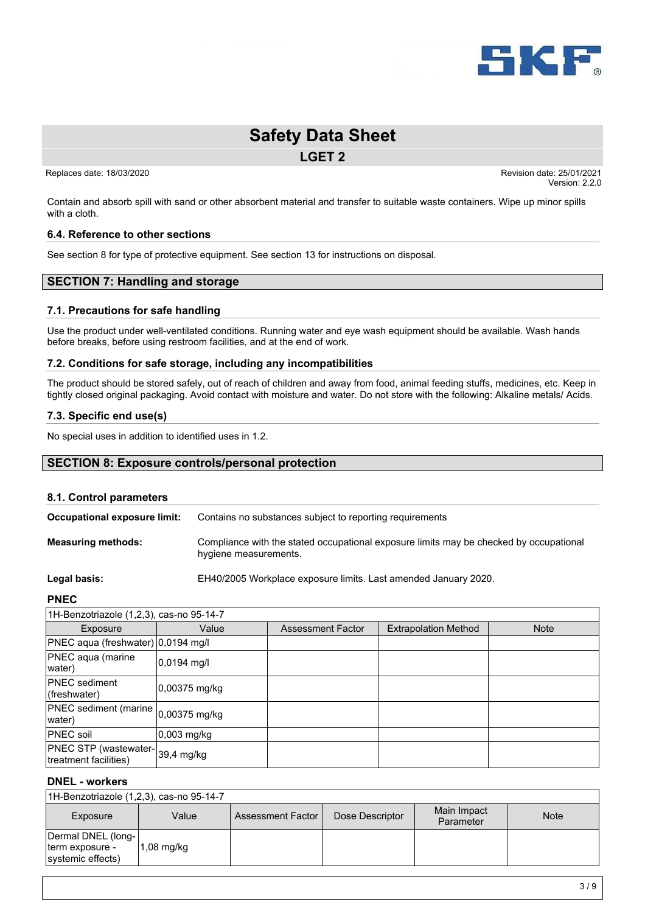Contain and absorb spill with sand or other absorbent material and transfer to suitable waste containers. Wipe up minor spills with a cloth.

### 6.4. Reference to other sections

See section 8 for type of protective equipment. See section 13 for instructions on disposal.

## SECTION 7: Handling and storage

### 7.1. Precautions for safe handling

Use the product under well-ventilated conditions. Running water and eye wash equipment should be available. Wash hands before breaks, before using restroom facilities, and at the end of work.

### 7.2. Conditions for safe storage, including any incompatibilities

The product should be stored safely, out of reach of children and away from food, animal feeding stuffs, medicines, etc. Keep in tightly closed original packaging. Avoid contact with moisture and water. Do not store with the following: Alkaline metals/ Acids.

### 7.3. Specific end use(s)

No special uses in addition to identified uses in 1.2.

## SECTION 8: Exposure controls/personal protection

### 8.1. Control parameters

**Occupational exposure limit:** Contains no substances subject to reporting requirements

**Measuring methods:** Compliance with the stated occupational exposure limits may be checked by occupational hygiene measurements.

**Legal basis:** EH40/2005 Workplace exposure limits. Last amended January 2020.

**PNEC**

| 1H-Benzotriazole (1,2,3), cas-no 95-14-7 | | | | |
|---|---|---|---|---|
| Exposure | Value | Assessment Factor | Extrapolation Method | Note |
| PNEC aqua (freshwater) | 0,0194 mg/l | | | |
| PNEC aqua (marine water) | 0,0194 mg/l | | | |
| PNEC sediment (freshwater) | 0,00375 mg/kg | | | |
| PNEC sediment (marine water) | 0,00375 mg/kg | | | |
| PNEC soil | 0,003 mg/kg | | | |
| PNEC STP (wastewater-treatment facilities) | 39,4 mg/kg | | | |

**DNEL - workers**

| 1H-Benzotriazole (1,2,3), cas-no 95-14-7 | | | | | |
|---|---|---|---|---|---|
| Exposure | Value | Assessment Factor | Dose Descriptor | Main Impact Parameter | Note |
| Dermal DNEL (long-term exposure - systemic effects) | 1,08 mg/kg | | | | |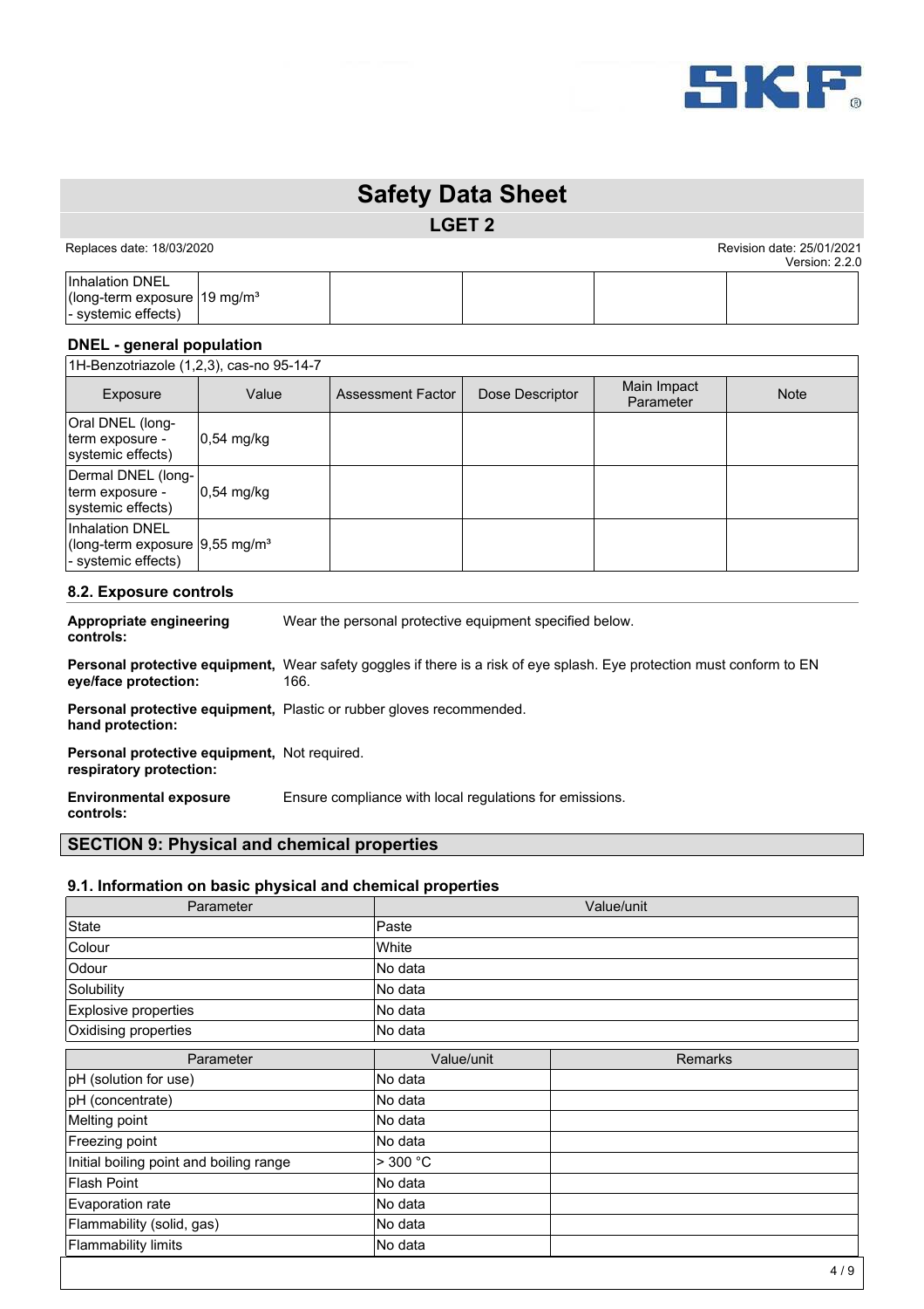| Inhalation DNEL (long-term exposure - systemic effects) | 19 mg/m³ | | | | |
|---|---|---|---|---|---|

### DNEL - general population

| 1H-Benzotriazole (1,2,3), cas-no 95-14-7 | | | | | |
|---|---|---|---|---|---|
| Exposure | Value | Assessment Factor | Dose Descriptor | Main Impact Parameter | Note |
| Oral DNEL (long-term exposure - systemic effects) | 0,54 mg/kg | | | | |
| Dermal DNEL (long-term exposure - systemic effects) | 0,54 mg/kg | | | | |
| Inhalation DNEL (long-term exposure - systemic effects) | 9,55 mg/m³ | | | | |

### 8.2. Exposure controls

**Appropriate engineering controls:** Wear the personal protective equipment specified below.

**Personal protective equipment, eye/face protection:** Wear safety goggles if there is a risk of eye splash. Eye protection must conform to EN 166.

**Personal protective equipment, hand protection:** Plastic or rubber gloves recommended.

**Personal protective equipment, respiratory protection:** Not required.

**Environmental exposure controls:** Ensure compliance with local regulations for emissions.

## SECTION 9: Physical and chemical properties

### 9.1. Information on basic physical and chemical properties

| Parameter | Value/unit |
|---|---|
| State | Paste |
| Colour | White |
| Odour | No data |
| Solubility | No data |
| Explosive properties | No data |
| Oxidising properties | No data |

| Parameter | Value/unit | Remarks |
|---|---|---|
| pH (solution for use) | No data | |
| pH (concentrate) | No data | |
| Melting point | No data | |
| Freezing point | No data | |
| Initial boiling point and boiling range | > 300 °C | |
| Flash Point | No data | |
| Evaporation rate | No data | |
| Flammability (solid, gas) | No data | |
| Flammability limits | No data | |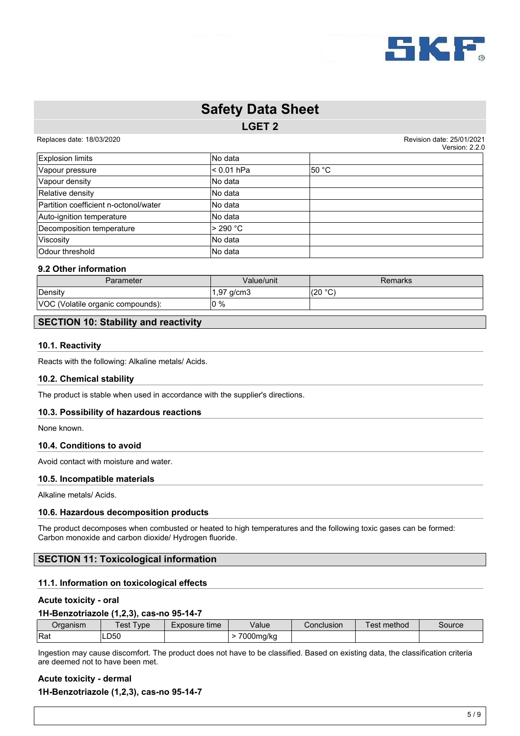| | | |
|---|---|---|
| Explosion limits | No data | |
| Vapour pressure | < 0.01 hPa | 50 °C |
| Vapour density | No data | |
| Relative density | No data | |
| Partition coefficient n-octonol/water | No data | |
| Auto-ignition temperature | No data | |
| Decomposition temperature | > 290 °C | |
| Viscosity | No data | |
| Odour threshold | No data | |

### 9.2 Other information

| Parameter | Value/unit | Remarks |
|---|---|---|
| Density | 1,97 g/cm3 | (20 °C) |
| VOC (Volatile organic compounds): | 0 % | |

## SECTION 10: Stability and reactivity

### 10.1. Reactivity

Reacts with the following: Alkaline metals/ Acids.

### 10.2. Chemical stability

The product is stable when used in accordance with the supplier's directions.

### 10.3. Possibility of hazardous reactions

None known.

### 10.4. Conditions to avoid

Avoid contact with moisture and water.

### 10.5. Incompatible materials

Alkaline metals/ Acids.

### 10.6. Hazardous decomposition products

The product decomposes when combusted or heated to high temperatures and the following toxic gases can be formed: Carbon monoxide and carbon dioxide/ Hydrogen fluoride.

## SECTION 11: Toxicological information

### 11.1. Information on toxicological effects

**Acute toxicity - oral**

**1H-Benzotriazole (1,2,3), cas-no 95-14-7**

| Organism | Test Type | Exposure time | Value | Conclusion | Test method | Source |
|---|---|---|---|---|---|---|
| Rat | LD50 | | > 7000mg/kg | | | |

Ingestion may cause discomfort. The product does not have to be classified. Based on existing data, the classification criteria are deemed not to have been met.

**Acute toxicity - dermal**

**1H-Benzotriazole (1,2,3), cas-no 95-14-7**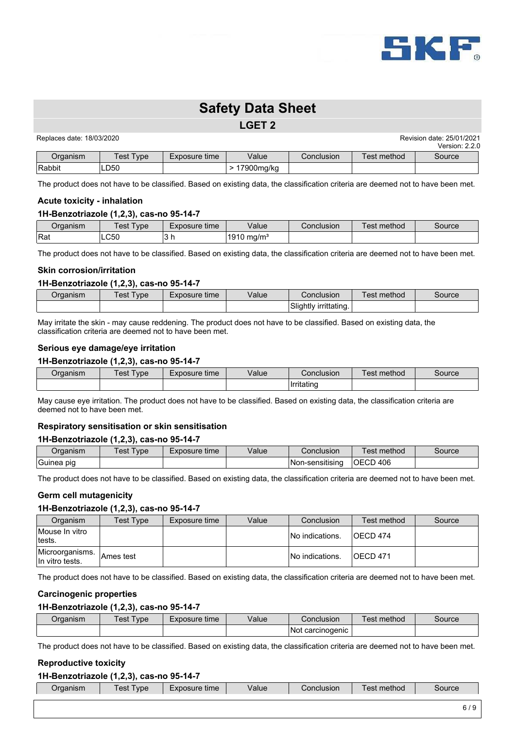| Organism | Test Type | Exposure time | Value | Conclusion | Test method | Source |
|---|---|---|---|---|---|---|
| Rabbit | LD50 | | > 17900mg/kg | | | |

The product does not have to be classified. Based on existing data, the classification criteria are deemed not to have been met.

### Acute toxicity - inhalation

**1H-Benzotriazole (1,2,3), cas-no 95-14-7**

| Organism | Test Type | Exposure time | Value | Conclusion | Test method | Source |
|---|---|---|---|---|---|---|
| Rat | LC50 | 3 h | 1910 mg/m³ | | | |

The product does not have to be classified. Based on existing data, the classification criteria are deemed not to have been met.

### Skin corrosion/irritation

**1H-Benzotriazole (1,2,3), cas-no 95-14-7**

| Organism | Test Type | Exposure time | Value | Conclusion | Test method | Source |
|---|---|---|---|---|---|---|
| | | | | Slightly irrittating. | | |

May irritate the skin - may cause reddening. The product does not have to be classified. Based on existing data, the classification criteria are deemed not to have been met.

### Serious eye damage/eye irritation

**1H-Benzotriazole (1,2,3), cas-no 95-14-7**

| Organism | Test Type | Exposure time | Value | Conclusion | Test method | Source |
|---|---|---|---|---|---|---|
| | | | | Irritating | | |

May cause eye irritation. The product does not have to be classified. Based on existing data, the classification criteria are deemed not to have been met.

### Respiratory sensitisation or skin sensitisation

**1H-Benzotriazole (1,2,3), cas-no 95-14-7**

| Organism | Test Type | Exposure time | Value | Conclusion | Test method | Source |
|---|---|---|---|---|---|---|
| Guinea pig | | | | Non-sensitising | OECD 406 | |

The product does not have to be classified. Based on existing data, the classification criteria are deemed not to have been met.

### Germ cell mutagenicity

**1H-Benzotriazole (1,2,3), cas-no 95-14-7**

| Organism | Test Type | Exposure time | Value | Conclusion | Test method | Source |
|---|---|---|---|---|---|---|
| Mouse In vitro tests. | | | | No indications. | OECD 474 | |
| Microorganisms. In vitro tests. | Ames test | | | No indications. | OECD 471 | |

The product does not have to be classified. Based on existing data, the classification criteria are deemed not to have been met.

### Carcinogenic properties

**1H-Benzotriazole (1,2,3), cas-no 95-14-7**

| Organism | Test Type | Exposure time | Value | Conclusion | Test method | Source |
|---|---|---|---|---|---|---|
| | | | | Not carcinogenic | | |

The product does not have to be classified. Based on existing data, the classification criteria are deemed not to have been met.

### Reproductive toxicity

**1H-Benzotriazole (1,2,3), cas-no 95-14-7**

| Organism | Test Type | Exposure time | Value | Conclusion | Test method | Source |
|---|---|---|---|---|---|---|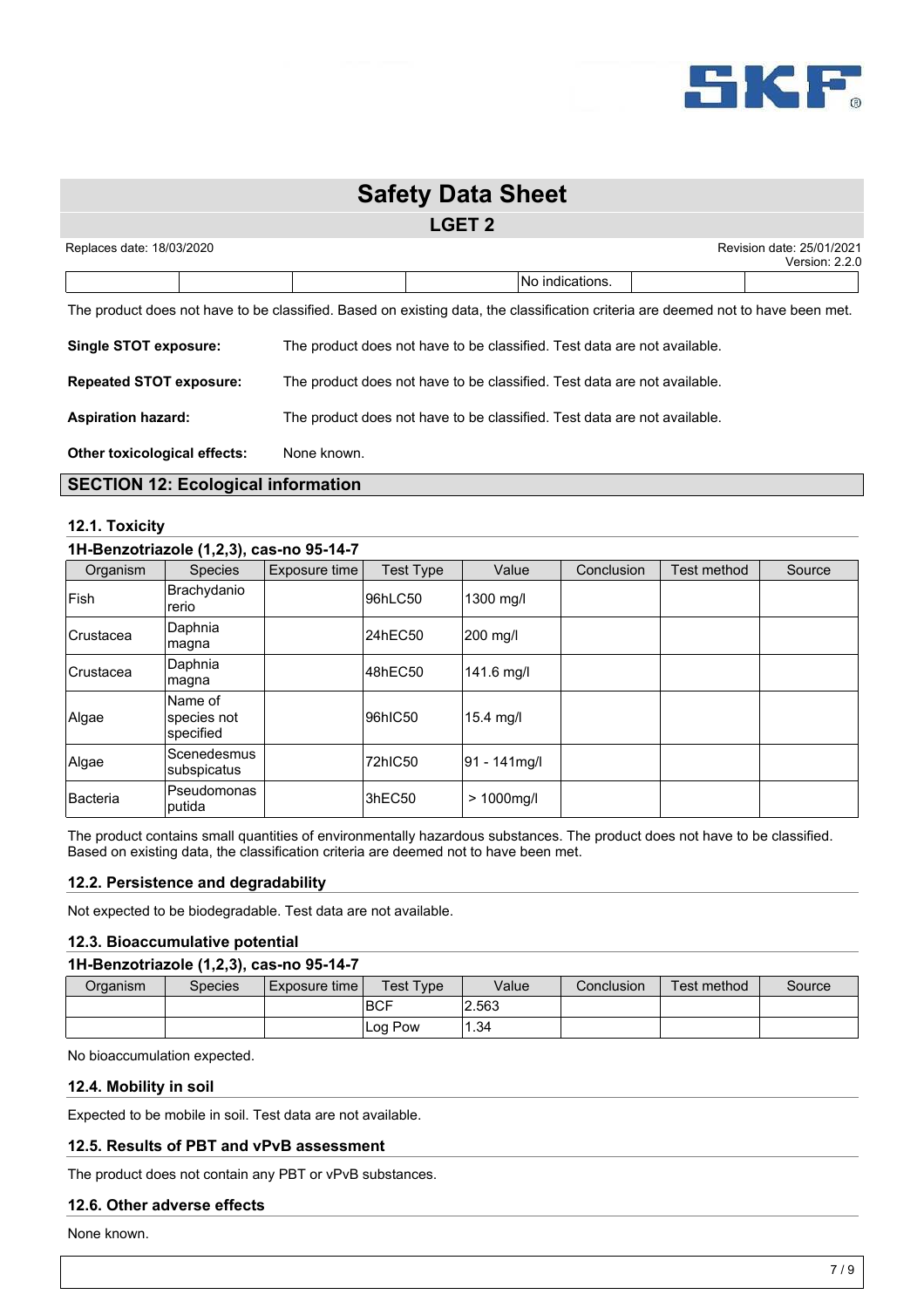| | | | | No indications. | | |
|---|---|---|---|---|---|---|

The product does not have to be classified. Based on existing data, the classification criteria are deemed not to have been met.

**Single STOT exposure:** The product does not have to be classified. Test data are not available.

**Repeated STOT exposure:** The product does not have to be classified. Test data are not available.

**Aspiration hazard:** The product does not have to be classified. Test data are not available.

**Other toxicological effects:** None known.

## SECTION 12: Ecological information

### 12.1. Toxicity

**1H-Benzotriazole (1,2,3), cas-no 95-14-7**

| Organism | Species | Exposure time | Test Type | Value | Conclusion | Test method | Source |
|---|---|---|---|---|---|---|---|
| Fish | Brachydanio rerio | | 96hLC50 | 1300 mg/l | | | |
| Crustacea | Daphnia magna | | 24hEC50 | 200 mg/l | | | |
| Crustacea | Daphnia magna | | 48hEC50 | 141.6 mg/l | | | |
| Algae | Name of species not specified | | 96hIC50 | 15.4 mg/l | | | |
| Algae | Scenedesmus subspicatus | | 72hIC50 | 91 - 141mg/l | | | |
| Bacteria | Pseudomonas putida | | 3hEC50 | > 1000mg/l | | | |

The product contains small quantities of environmentally hazardous substances. The product does not have to be classified. Based on existing data, the classification criteria are deemed not to have been met.

### 12.2. Persistence and degradability

Not expected to be biodegradable. Test data are not available.

### 12.3. Bioaccumulative potential

**1H-Benzotriazole (1,2,3), cas-no 95-14-7**

| Organism | Species | Exposure time | Test Type | Value | Conclusion | Test method | Source |
|---|---|---|---|---|---|---|---|
| | | | BCF | 2.563 | | | |
| | | | Log Pow | 1.34 | | | |

No bioaccumulation expected.

### 12.4. Mobility in soil

Expected to be mobile in soil. Test data are not available.

### 12.5. Results of PBT and vPvB assessment

The product does not contain any PBT or vPvB substances.

### 12.6. Other adverse effects

None known.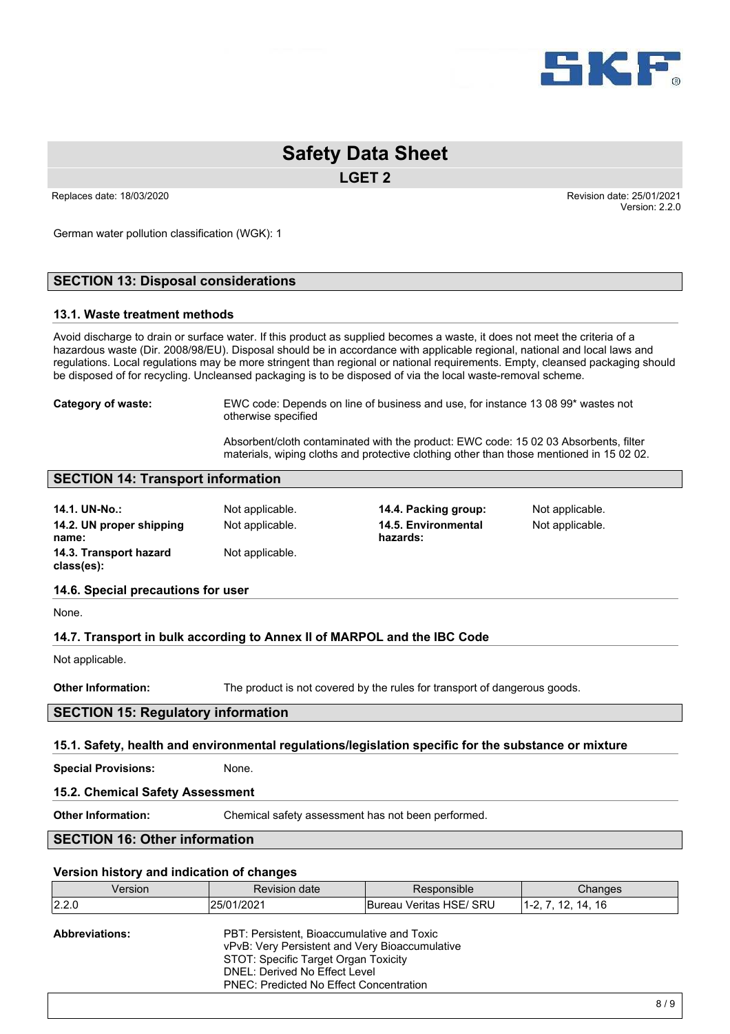German water pollution classification (WGK): 1

## SECTION 13: Disposal considerations

### 13.1. Waste treatment methods

Avoid discharge to drain or surface water. If this product as supplied becomes a waste, it does not meet the criteria of a hazardous waste (Dir. 2008/98/EU). Disposal should be in accordance with applicable regional, national and local laws and regulations. Local regulations may be more stringent than regional or national requirements. Empty, cleansed packaging should be disposed of for recycling. Uncleansed packaging is to be disposed of via the local waste-removal scheme.

**Category of waste:** EWC code: Depends on line of business and use, for instance 13 08 99* wastes not otherwise specified

Absorbent/cloth contaminated with the product: EWC code: 15 02 03 Absorbents, filter materials, wiping cloths and protective clothing other than those mentioned in 15 02 02.

## SECTION 14: Transport information

**14.1. UN-No.:** Not applicable.

**14.2. UN proper shipping name:** Not applicable.

**14.3. Transport hazard class(es):** Not applicable.

**14.4. Packing group:** Not applicable.

**14.5. Environmental hazards:** Not applicable.

### 14.6. Special precautions for user

None.

### 14.7. Transport in bulk according to Annex II of MARPOL and the IBC Code

Not applicable.

**Other Information:** The product is not covered by the rules for transport of dangerous goods.

## SECTION 15: Regulatory information

### 15.1. Safety, health and environmental regulations/legislation specific for the substance or mixture

**Special Provisions:** None.

### 15.2. Chemical Safety Assessment

**Other Information:** Chemical safety assessment has not been performed.

## SECTION 16: Other information

### Version history and indication of changes

| Version | Revision date | Responsible | Changes |
|---|---|---|---|
| 2.2.0 | 25/01/2021 | Bureau Veritas HSE/ SRU | 1-2, 7, 12, 14, 16 |

**Abbreviations:**

PBT: Persistent, Bioaccumulative and Toxic
vPvB: Very Persistent and Very Bioaccumulative
STOT: Specific Target Organ Toxicity
DNEL: Derived No Effect Level
PNEC: Predicted No Effect Concentration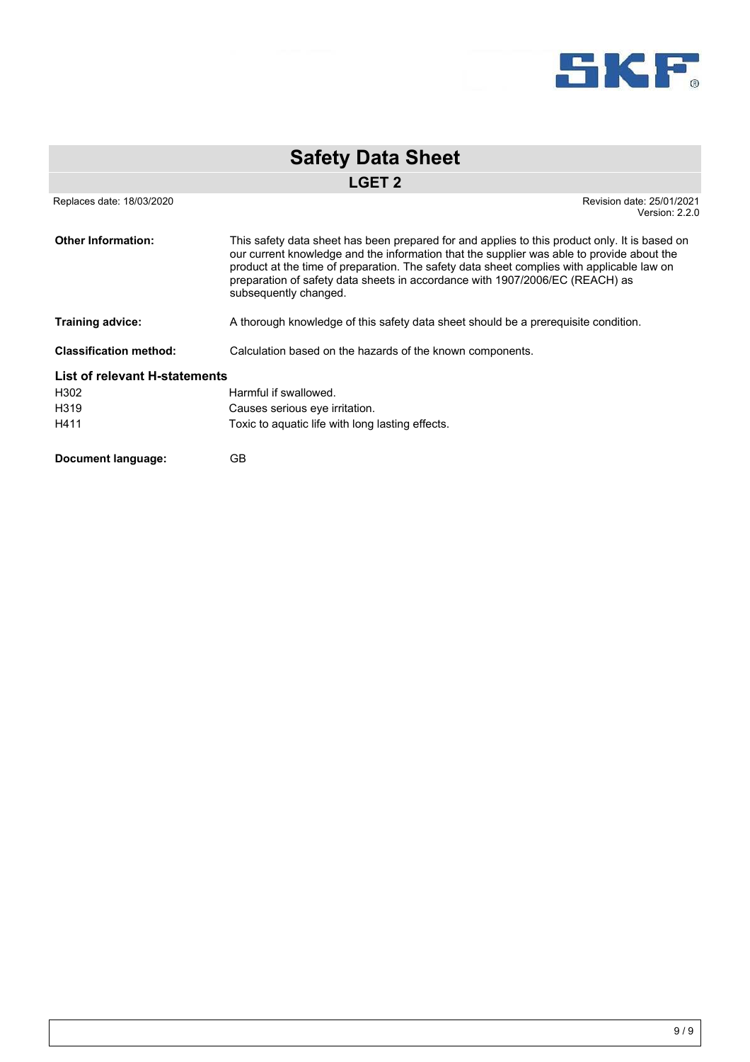# Safety Data Sheet

## LGET 2

Replaces date: 18/03/2020

Revision date: 25/01/2021
Version: 2.2.0

**Other Information:** This safety data sheet has been prepared for and applies to this product only. It is based on our current knowledge and the information that the supplier was able to provide about the product at the time of preparation. The safety data sheet complies with applicable law on preparation of safety data sheets in accordance with 1907/2006/EC (REACH) as subsequently changed.

**Training advice:** A thorough knowledge of this safety data sheet should be a prerequisite condition.

**Classification method:** Calculation based on the hazards of the known components.

### List of relevant H-statements

| | |
|---|---|
| H302 | Harmful if swallowed. |
| H319 | Causes serious eye irritation. |
| H411 | Toxic to aquatic life with long lasting effects. |

**Document language:** GB